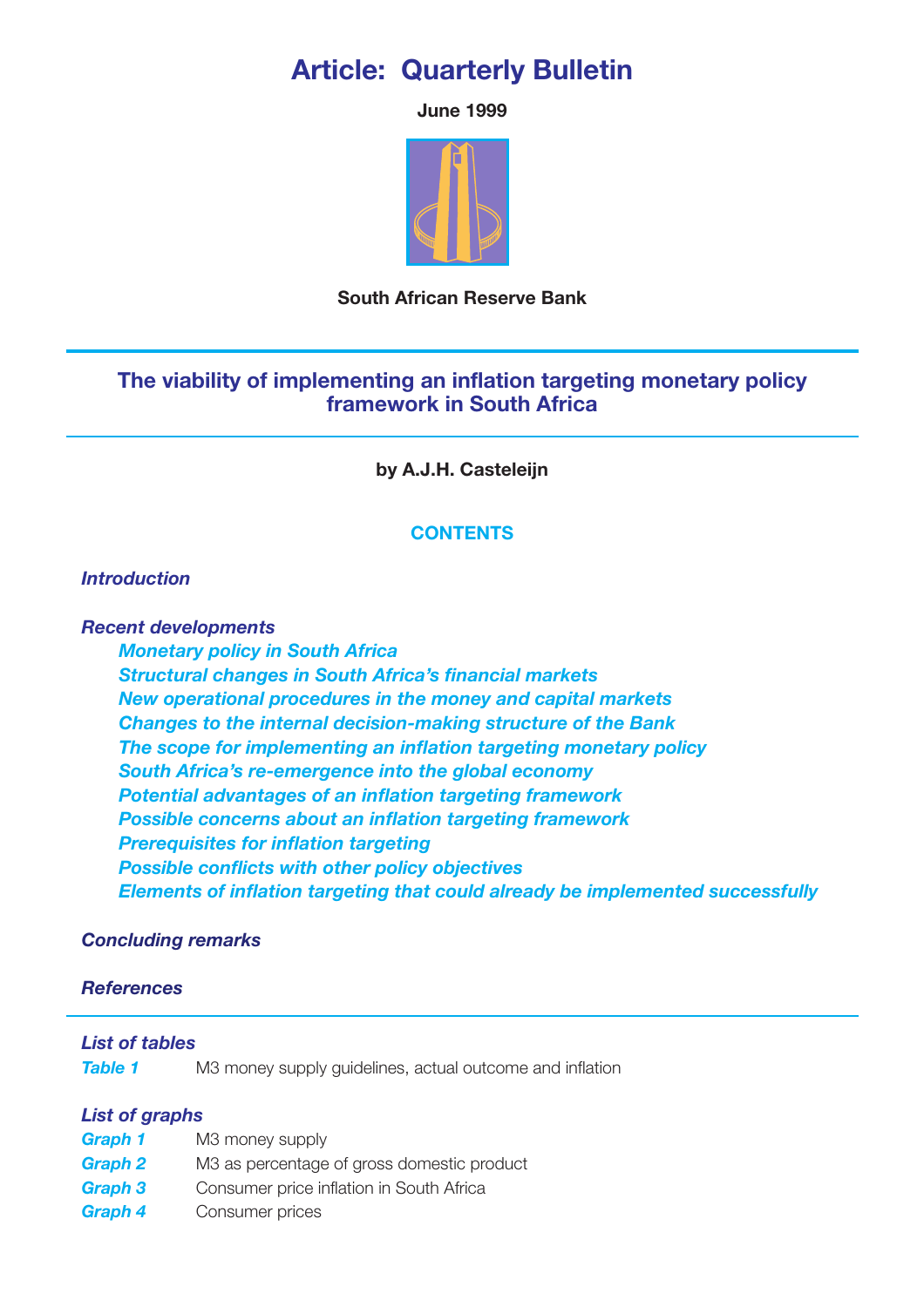# Article: Quarterly Bulletin

**June 1999**

**South African Reserve Bank**

## The viability of implementing an inflation targeting monetary policy framework in South Africa

**by A.J.H. Casteleijn**

### CONTENTS

***Introduction***

***Recent developments***

- *Monetary policy in South Africa*
- *Structural changes in South Africa's financial markets*
- *New operational procedures in the money and capital markets*
- *Changes to the internal decision-making structure of the Bank*
- *The scope for implementing an inflation targeting monetary policy*
- *South Africa's re-emergence into the global economy*
- *Potential advantages of an inflation targeting framework*
- *Possible concerns about an inflation targeting framework*
- *Prerequisites for inflation targeting*
- *Possible conflicts with other policy objectives*
- *Elements of inflation targeting that could already be implemented successfully*

***Concluding remarks***

***References***

---

***List of tables***

*Table 1* M3 money supply guidelines, actual outcome and inflation

***List of graphs***

*Graph 1* M3 money supply

*Graph 2* M3 as percentage of gross domestic product

*Graph 3* Consumer price inflation in South Africa

*Graph 4* Consumer prices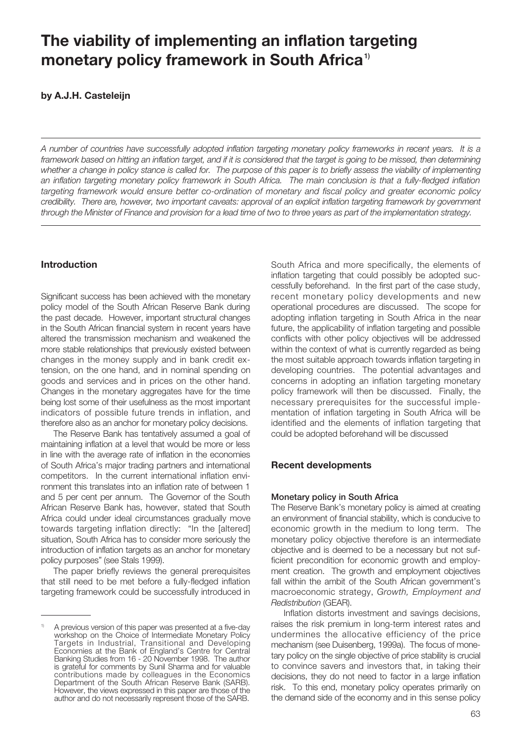# The viability of implementing an inflation targeting monetary policy framework in South Africa[1]

**by A.J.H. Casteleijn**

---

*A number of countries have successfully adopted inflation targeting monetary policy frameworks in recent years. It is a framework based on hitting an inflation target, and if it is considered that the target is going to be missed, then determining whether a change in policy stance is called for. The purpose of this paper is to briefly assess the viability of implementing an inflation targeting monetary policy framework in South Africa. The main conclusion is that a fully-fledged inflation targeting framework would ensure better co-ordination of monetary and fiscal policy and greater economic policy credibility. There are, however, two important caveats: approval of an explicit inflation targeting framework by government through the Minister of Finance and provision for a lead time of two to three years as part of the implementation strategy.*

---

## Introduction

Significant success has been achieved with the monetary policy model of the South African Reserve Bank during the past decade. However, important structural changes in the South African financial system in recent years have altered the transmission mechanism and weakened the more stable relationships that previously existed between changes in the money supply and in bank credit extension, on the one hand, and in nominal spending on goods and services and in prices on the other hand. Changes in the monetary aggregates have for the time being lost some of their usefulness as the most important indicators of possible future trends in inflation, and therefore also as an anchor for monetary policy decisions.

The Reserve Bank has tentatively assumed a goal of maintaining inflation at a level that would be more or less in line with the average rate of inflation in the economies of South Africa's major trading partners and international competitors. In the current international inflation environment this translates into an inflation rate of between 1 and 5 per cent per annum. The Governor of the South African Reserve Bank has, however, stated that South Africa could under ideal circumstances gradually move towards targeting inflation directly: "In the [altered] situation, South Africa has to consider more seriously the introduction of inflation targets as an anchor for monetary policy purposes" (see Stals 1999).

The paper briefly reviews the general prerequisites that still need to be met before a fully-fledged inflation targeting framework could be successfully introduced in South Africa and more specifically, the elements of inflation targeting that could possibly be adopted successfully beforehand. In the first part of the case study, recent monetary policy developments and new operational procedures are discussed. The scope for adopting inflation targeting in South Africa in the near future, the applicability of inflation targeting and possible conflicts with other policy objectives will be addressed within the context of what is currently regarded as being the most suitable approach towards inflation targeting in developing countries. The potential advantages and concerns in adopting an inflation targeting monetary policy framework will then be discussed. Finally, the necessary prerequisites for the successful implementation of inflation targeting in South Africa will be identified and the elements of inflation targeting that could be adopted beforehand will be discussed

## Recent developments

### Monetary policy in South Africa

The Reserve Bank's monetary policy is aimed at creating an environment of financial stability, which is conducive to economic growth in the medium to long term. The monetary policy objective therefore is an intermediate objective and is deemed to be a necessary but not sufficient precondition for economic growth and employment creation. The growth and employment objectives fall within the ambit of the South African government's macroeconomic strategy, *Growth, Employment and Redistribution* (GEAR).

Inflation distorts investment and savings decisions, raises the risk premium in long-term interest rates and undermines the allocative efficiency of the price mechanism (see Duisenberg, 1999a). The focus of monetary policy on the single objective of price stability is crucial to convince savers and investors that, in taking their decisions, they do not need to factor in a large inflation risk. To this end, monetary policy operates primarily on the demand side of the economy and in this sense policy

---

[1] A previous version of this paper was presented at a five-day workshop on the Choice of Intermediate Monetary Policy Targets in Industrial, Transitional and Developing Economies at the Bank of England's Centre for Central Banking Studies from 16 - 20 November 1998. The author is grateful for comments by Sunil Sharma and for valuable contributions made by colleagues in the Economics Department of the South African Reserve Bank (SARB). However, the views expressed in this paper are those of the author and do not necessarily represent those of the SARB.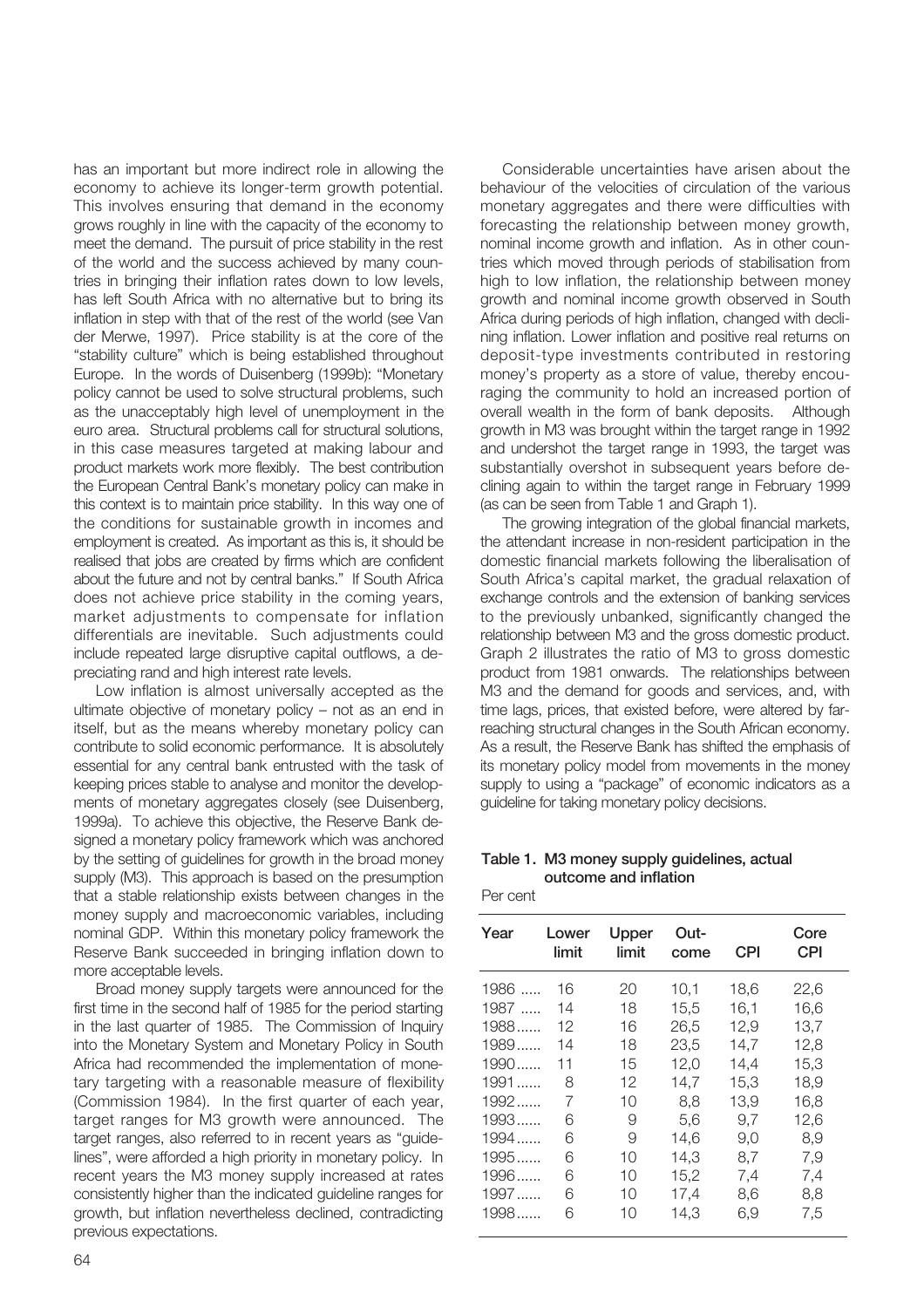has an important but more indirect role in allowing the economy to achieve its longer-term growth potential. This involves ensuring that demand in the economy grows roughly in line with the capacity of the economy to meet the demand. The pursuit of price stability in the rest of the world and the success achieved by many countries in bringing their inflation rates down to low levels, has left South Africa with no alternative but to bring its inflation in step with that of the rest of the world (see Van der Merwe, 1997). Price stability is at the core of the "stability culture" which is being established throughout Europe. In the words of Duisenberg (1999b): "Monetary policy cannot be used to solve structural problems, such as the unacceptably high level of unemployment in the euro area. Structural problems call for structural solutions, in this case measures targeted at making labour and product markets work more flexibly. The best contribution the European Central Bank's monetary policy can make in this context is to maintain price stability. In this way one of the conditions for sustainable growth in incomes and employment is created. As important as this is, it should be realised that jobs are created by firms which are confident about the future and not by central banks." If South Africa does not achieve price stability in the coming years, market adjustments to compensate for inflation differentials are inevitable. Such adjustments could include repeated large disruptive capital outflows, a depreciating rand and high interest rate levels.

Low inflation is almost universally accepted as the ultimate objective of monetary policy – not as an end in itself, but as the means whereby monetary policy can contribute to solid economic performance. It is absolutely essential for any central bank entrusted with the task of keeping prices stable to analyse and monitor the developments of monetary aggregates closely (see Duisenberg, 1999a). To achieve this objective, the Reserve Bank designed a monetary policy framework which was anchored by the setting of guidelines for growth in the broad money supply (M3). This approach is based on the presumption that a stable relationship exists between changes in the money supply and macroeconomic variables, including nominal GDP. Within this monetary policy framework the Reserve Bank succeeded in bringing inflation down to more acceptable levels.

Broad money supply targets were announced for the first time in the second half of 1985 for the period starting in the last quarter of 1985. The Commission of Inquiry into the Monetary System and Monetary Policy in South Africa had recommended the implementation of monetary targeting with a reasonable measure of flexibility (Commission 1984). In the first quarter of each year, target ranges for M3 growth were announced. The target ranges, also referred to in recent years as "guidelines", were afforded a high priority in monetary policy. In recent years the M3 money supply increased at rates consistently higher than the indicated guideline ranges for growth, but inflation nevertheless declined, contradicting previous expectations.

Considerable uncertainties have arisen about the behaviour of the velocities of circulation of the various monetary aggregates and there were difficulties with forecasting the relationship between money growth, nominal income growth and inflation. As in other countries which moved through periods of stabilisation from high to low inflation, the relationship between money growth and nominal income growth observed in South Africa during periods of high inflation, changed with declining inflation. Lower inflation and positive real returns on deposit-type investments contributed in restoring money's property as a store of value, thereby encouraging the community to hold an increased portion of overall wealth in the form of bank deposits. Although growth in M3 was brought within the target range in 1992 and undershot the target range in 1993, the target was substantially overshot in subsequent years before declining again to within the target range in February 1999 (as can be seen from Table 1 and Graph 1).

The growing integration of the global financial markets, the attendant increase in non-resident participation in the domestic financial markets following the liberalisation of South Africa's capital market, the gradual relaxation of exchange controls and the extension of banking services to the previously unbanked, significantly changed the relationship between M3 and the gross domestic product. Graph 2 illustrates the ratio of M3 to gross domestic product from 1981 onwards. The relationships between M3 and the demand for goods and services, and, with time lags, prices, that existed before, were altered by far-reaching structural changes in the South African economy. As a result, the Reserve Bank has shifted the emphasis of its monetary policy model from movements in the money supply to using a "package" of economic indicators as a guideline for taking monetary policy decisions.

**Table 1. M3 money supply guidelines, actual outcome and inflation**

Per cent

| Year | Lower limit | Upper limit | Out-come | CPI | Core CPI |
|---|---|---|---|---|---|
| 1986 ..... | 16 | 20 | 10,1 | 18,6 | 22,6 |
| 1987 ..... | 14 | 18 | 15,5 | 16,1 | 16,6 |
| 1988...... | 12 | 16 | 26,5 | 12,9 | 13,7 |
| 1989...... | 14 | 18 | 23,5 | 14,7 | 12,8 |
| 1990...... | 11 | 15 | 12,0 | 14,4 | 15,3 |
| 1991...... | 8 | 12 | 14,7 | 15,3 | 18,9 |
| 1992...... | 7 | 10 | 8,8 | 13,9 | 16,8 |
| 1993...... | 6 | 9 | 5,6 | 9,7 | 12,6 |
| 1994...... | 6 | 9 | 14,6 | 9,0 | 8,9 |
| 1995...... | 6 | 10 | 14,3 | 8,7 | 7,9 |
| 1996...... | 6 | 10 | 15,2 | 7,4 | 7,4 |
| 1997...... | 6 | 10 | 17,4 | 8,6 | 8,8 |
| 1998...... | 6 | 10 | 14,3 | 6,9 | 7,5 |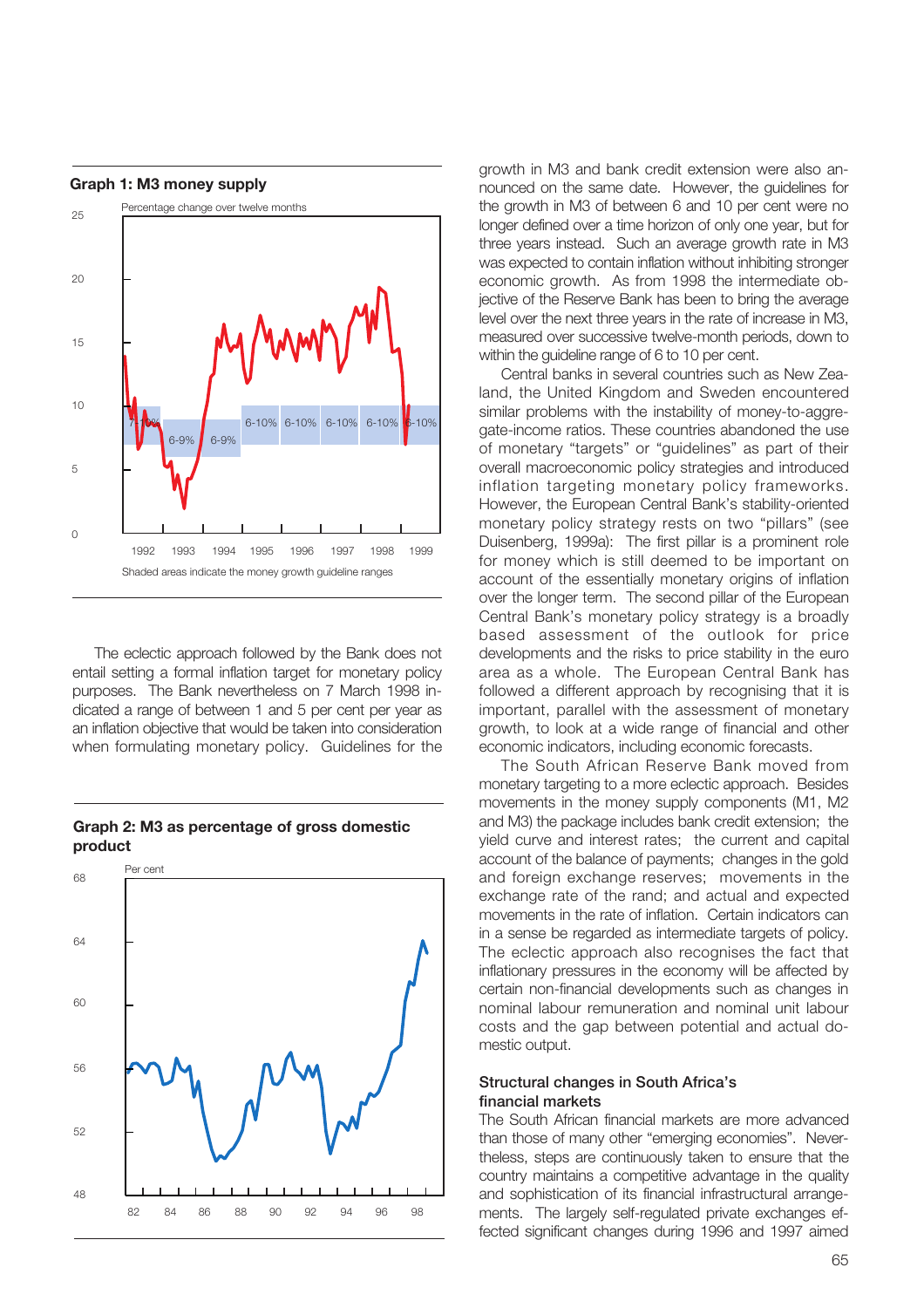**Graph 1: M3 money supply**

Percentage change over twelve months

Shaded areas indicate the money growth guideline ranges

The eclectic approach followed by the Bank does not entail setting a formal inflation target for monetary policy purposes. The Bank nevertheless on 7 March 1998 indicated a range of between 1 and 5 per cent per year as an inflation objective that would be taken into consideration when formulating monetary policy. Guidelines for the growth in M3 and bank credit extension were also announced on the same date. However, the guidelines for the growth in M3 of between 6 and 10 per cent were no longer defined over a time horizon of only one year, but for three years instead. Such an average growth rate in M3 was expected to contain inflation without inhibiting stronger economic growth. As from 1998 the intermediate objective of the Reserve Bank has been to bring the average level over the next three years in the rate of increase in M3, measured over successive twelve-month periods, down to within the guideline range of 6 to 10 per cent.

**Graph 2: M3 as percentage of gross domestic product**

Per cent

Central banks in several countries such as New Zealand, the United Kingdom and Sweden encountered similar problems with the instability of money-to-aggregate-income ratios. These countries abandoned the use of monetary "targets" or "guidelines" as part of their overall macroeconomic policy strategies and introduced inflation targeting monetary policy frameworks. However, the European Central Bank's stability-oriented monetary policy strategy rests on two "pillars" (see Duisenberg, 1999a): The first pillar is a prominent role for money which is still deemed to be important on account of the essentially monetary origins of inflation over the longer term. The second pillar of the European Central Bank's monetary policy strategy is a broadly based assessment of the outlook for price developments and the risks to price stability in the euro area as a whole. The European Central Bank has followed a different approach by recognising that it is important, parallel with the assessment of monetary growth, to look at a wide range of financial and other economic indicators, including economic forecasts.

The South African Reserve Bank moved from monetary targeting to a more eclectic approach. Besides movements in the money supply components (M1, M2 and M3) the package includes bank credit extension; the yield curve and interest rates; the current and capital account of the balance of payments; changes in the gold and foreign exchange reserves; movements in the exchange rate of the rand; and actual and expected movements in the rate of inflation. Certain indicators can in a sense be regarded as intermediate targets of policy. The eclectic approach also recognises the fact that inflationary pressures in the economy will be affected by certain non-financial developments such as changes in nominal labour remuneration and nominal unit labour costs and the gap between potential and actual domestic output.

### Structural changes in South Africa's financial markets

The South African financial markets are more advanced than those of many other "emerging economies". Nevertheless, steps are continuously taken to ensure that the country maintains a competitive advantage in the quality and sophistication of its financial infrastructural arrangements. The largely self-regulated private exchanges effected significant changes during 1996 and 1997 aimed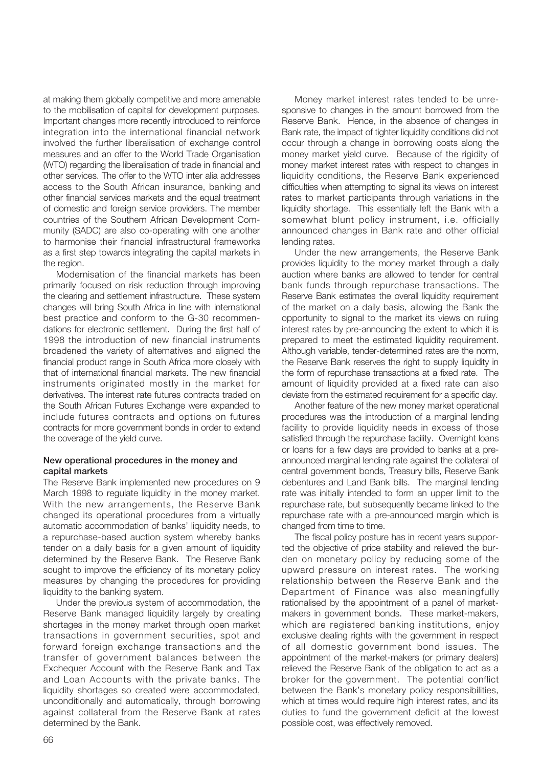at making them globally competitive and more amenable to the mobilisation of capital for development purposes. Important changes more recently introduced to reinforce integration into the international financial network involved the further liberalisation of exchange control measures and an offer to the World Trade Organisation (WTO) regarding the liberalisation of trade in financial and other services. The offer to the WTO inter alia addresses access to the South African insurance, banking and other financial services markets and the equal treatment of domestic and foreign service providers. The member countries of the Southern African Development Community (SADC) are also co-operating with one another to harmonise their financial infrastructural frameworks as a first step towards integrating the capital markets in the region.

Modernisation of the financial markets has been primarily focused on risk reduction through improving the clearing and settlement infrastructure. These system changes will bring South Africa in line with international best practice and conform to the G-30 recommendations for electronic settlement. During the first half of 1998 the introduction of new financial instruments broadened the variety of alternatives and aligned the financial product range in South Africa more closely with that of international financial markets. The new financial instruments originated mostly in the market for derivatives. The interest rate futures contracts traded on the South African Futures Exchange were expanded to include futures contracts and options on futures contracts for more government bonds in order to extend the coverage of the yield curve.

**New operational procedures in the money and capital markets**

The Reserve Bank implemented new procedures on 9 March 1998 to regulate liquidity in the money market. With the new arrangements, the Reserve Bank changed its operational procedures from a virtually automatic accommodation of banks' liquidity needs, to a repurchase-based auction system whereby banks tender on a daily basis for a given amount of liquidity determined by the Reserve Bank. The Reserve Bank sought to improve the efficiency of its monetary policy measures by changing the procedures for providing liquidity to the banking system.

Under the previous system of accommodation, the Reserve Bank managed liquidity largely by creating shortages in the money market through open market transactions in government securities, spot and forward foreign exchange transactions and the transfer of government balances between the Exchequer Account with the Reserve Bank and Tax and Loan Accounts with the private banks. The liquidity shortages so created were accommodated, unconditionally and automatically, through borrowing against collateral from the Reserve Bank at rates determined by the Bank.

Money market interest rates tended to be unresponsive to changes in the amount borrowed from the Reserve Bank. Hence, in the absence of changes in Bank rate, the impact of tighter liquidity conditions did not occur through a change in borrowing costs along the money market yield curve. Because of the rigidity of money market interest rates with respect to changes in liquidity conditions, the Reserve Bank experienced difficulties when attempting to signal its views on interest rates to market participants through variations in the liquidity shortage. This essentially left the Bank with a somewhat blunt policy instrument, i.e. officially announced changes in Bank rate and other official lending rates.

Under the new arrangements, the Reserve Bank provides liquidity to the money market through a daily auction where banks are allowed to tender for central bank funds through repurchase transactions. The Reserve Bank estimates the overall liquidity requirement of the market on a daily basis, allowing the Bank the opportunity to signal to the market its views on ruling interest rates by pre-announcing the extent to which it is prepared to meet the estimated liquidity requirement. Although variable, tender-determined rates are the norm, the Reserve Bank reserves the right to supply liquidity in the form of repurchase transactions at a fixed rate. The amount of liquidity provided at a fixed rate can also deviate from the estimated requirement for a specific day.

Another feature of the new money market operational procedures was the introduction of a marginal lending facility to provide liquidity needs in excess of those satisfied through the repurchase facility. Overnight loans or loans for a few days are provided to banks at a pre-announced marginal lending rate against the collateral of central government bonds, Treasury bills, Reserve Bank debentures and Land Bank bills. The marginal lending rate was initially intended to form an upper limit to the repurchase rate, but subsequently became linked to the repurchase rate with a pre-announced margin which is changed from time to time.

The fiscal policy posture has in recent years supported the objective of price stability and relieved the burden on monetary policy by reducing some of the upward pressure on interest rates. The working relationship between the Reserve Bank and the Department of Finance was also meaningfully rationalised by the appointment of a panel of market-makers in government bonds. These market-makers, which are registered banking institutions, enjoy exclusive dealing rights with the government in respect of all domestic government bond issues. The appointment of the market-makers (or primary dealers) relieved the Reserve Bank of the obligation to act as a broker for the government. The potential conflict between the Bank's monetary policy responsibilities, which at times would require high interest rates, and its duties to fund the government deficit at the lowest possible cost, was effectively removed.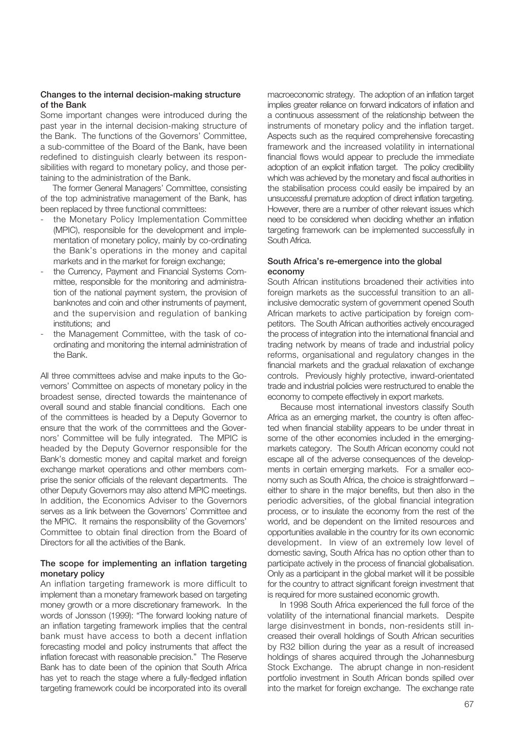### Changes to the internal decision-making structure of the Bank

Some important changes were introduced during the past year in the internal decision-making structure of the Bank. The functions of the Governors' Committee, a sub-committee of the Board of the Bank, have been redefined to distinguish clearly between its responsibilities with regard to monetary policy, and those pertaining to the administration of the Bank.

The former General Managers' Committee, consisting of the top administrative management of the Bank, has been replaced by three functional committees:

- the Monetary Policy Implementation Committee (MPIC), responsible for the development and implementation of monetary policy, mainly by co-ordinating the Bank's operations in the money and capital markets and in the market for foreign exchange;
- the Currency, Payment and Financial Systems Committee, responsible for the monitoring and administration of the national payment system, the provision of banknotes and coin and other instruments of payment, and the supervision and regulation of banking institutions; and
- the Management Committee, with the task of co-ordinating and monitoring the internal administration of the Bank.

All three committees advise and make inputs to the Governors' Committee on aspects of monetary policy in the broadest sense, directed towards the maintenance of overall sound and stable financial conditions. Each one of the committees is headed by a Deputy Governor to ensure that the work of the committees and the Governors' Committee will be fully integrated. The MPIC is headed by the Deputy Governor responsible for the Bank's domestic money and capital market and foreign exchange market operations and other members comprise the senior officials of the relevant departments. The other Deputy Governors may also attend MPIC meetings. In addition, the Economics Adviser to the Governors serves as a link between the Governors' Committee and the MPIC. It remains the responsibility of the Governors' Committee to obtain final direction from the Board of Directors for all the activities of the Bank.

### The scope for implementing an inflation targeting monetary policy

An inflation targeting framework is more difficult to implement than a monetary framework based on targeting money growth or a more discretionary framework. In the words of Jonsson (1999): "The forward looking nature of an inflation targeting framework implies that the central bank must have access to both a decent inflation forecasting model and policy instruments that affect the inflation forecast with reasonable precision." The Reserve Bank has to date been of the opinion that South Africa has yet to reach the stage where a fully-fledged inflation targeting framework could be incorporated into its overall macroeconomic strategy. The adoption of an inflation target implies greater reliance on forward indicators of inflation and a continuous assessment of the relationship between the instruments of monetary policy and the inflation target. Aspects such as the required comprehensive forecasting framework and the increased volatility in international financial flows would appear to preclude the immediate adoption of an explicit inflation target. The policy credibility which was achieved by the monetary and fiscal authorities in the stabilisation process could easily be impaired by an unsuccessful premature adoption of direct inflation targeting. However, there are a number of other relevant issues which need to be considered when deciding whether an inflation targeting framework can be implemented successfully in South Africa.

### South Africa's re-emergence into the global economy

South African institutions broadened their activities into foreign markets as the successful transition to an all-inclusive democratic system of government opened South African markets to active participation by foreign competitors. The South African authorities actively encouraged the process of integration into the international financial and trading network by means of trade and industrial policy reforms, organisational and regulatory changes in the financial markets and the gradual relaxation of exchange controls. Previously highly protective, inward-orientated trade and industrial policies were restructured to enable the economy to compete effectively in export markets.

Because most international investors classify South Africa as an emerging market, the country is often affected when financial stability appears to be under threat in some of the other economies included in the emerging-markets category. The South African economy could not escape all of the adverse consequences of the developments in certain emerging markets. For a smaller economy such as South Africa, the choice is straightforward – either to share in the major benefits, but then also in the periodic adversities, of the global financial integration process, or to insulate the economy from the rest of the world, and be dependent on the limited resources and opportunities available in the country for its own economic development. In view of an extremely low level of domestic saving, South Africa has no option other than to participate actively in the process of financial globalisation. Only as a participant in the global market will it be possible for the country to attract significant foreign investment that is required for more sustained economic growth.

In 1998 South Africa experienced the full force of the volatility of the international financial markets. Despite large disinvestment in bonds, non-residents still increased their overall holdings of South African securities by R32 billion during the year as a result of increased holdings of shares acquired through the Johannesburg Stock Exchange. The abrupt change in non-resident portfolio investment in South African bonds spilled over into the market for foreign exchange. The exchange rate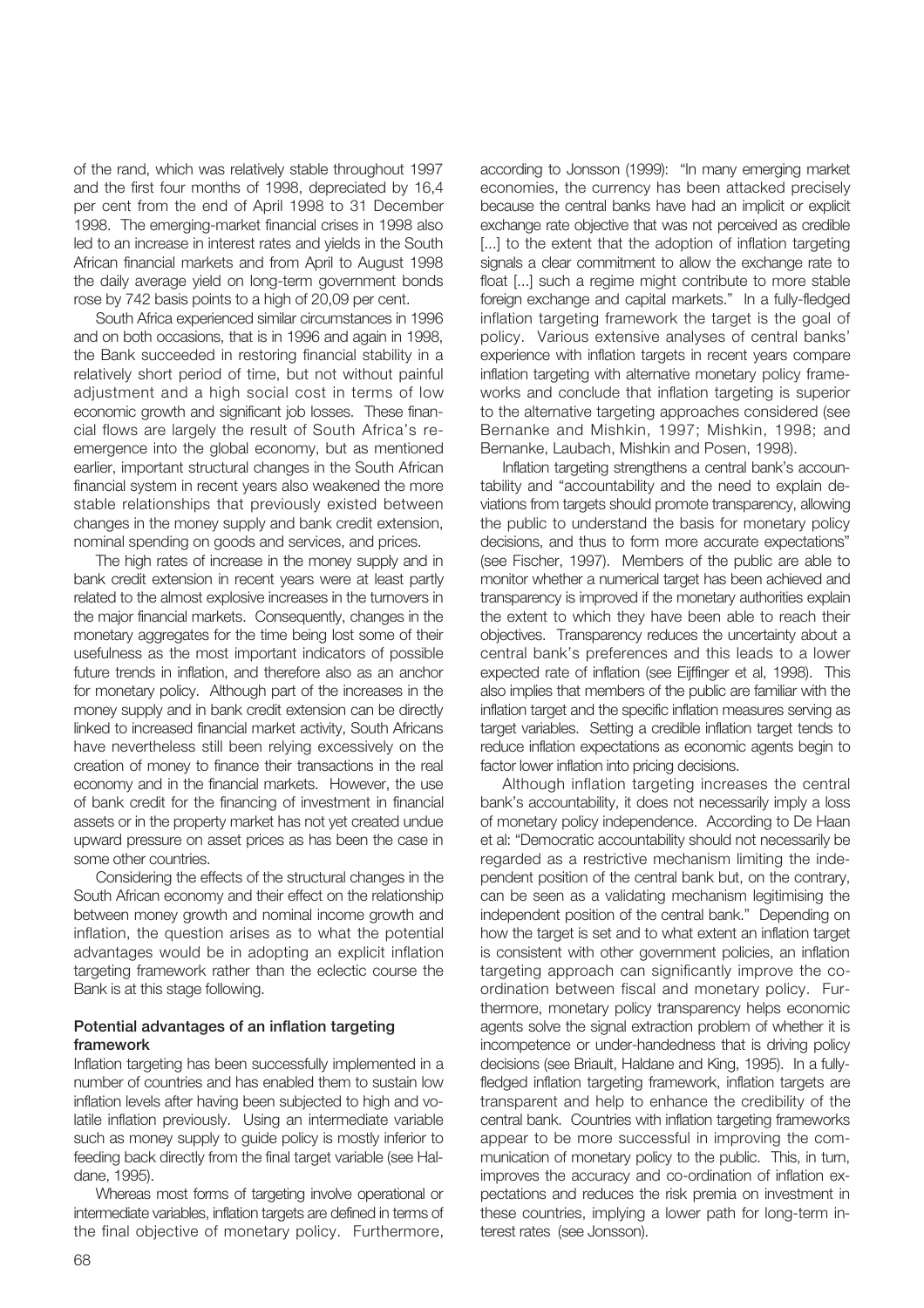of the rand, which was relatively stable throughout 1997 and the first four months of 1998, depreciated by 16,4 per cent from the end of April 1998 to 31 December 1998. The emerging-market financial crises in 1998 also led to an increase in interest rates and yields in the South African financial markets and from April to August 1998 the daily average yield on long-term government bonds rose by 742 basis points to a high of 20,09 per cent.

South Africa experienced similar circumstances in 1996 and on both occasions, that is in 1996 and again in 1998, the Bank succeeded in restoring financial stability in a relatively short period of time, but not without painful adjustment and a high social cost in terms of low economic growth and significant job losses. These financial flows are largely the result of South Africa's re-emergence into the global economy, but as mentioned earlier, important structural changes in the South African financial system in recent years also weakened the more stable relationships that previously existed between changes in the money supply and bank credit extension, nominal spending on goods and services, and prices.

The high rates of increase in the money supply and in bank credit extension in recent years were at least partly related to the almost explosive increases in the turnovers in the major financial markets. Consequently, changes in the monetary aggregates for the time being lost some of their usefulness as the most important indicators of possible future trends in inflation, and therefore also as an anchor for monetary policy. Although part of the increases in the money supply and in bank credit extension can be directly linked to increased financial market activity, South Africans have nevertheless still been relying excessively on the creation of money to finance their transactions in the real economy and in the financial markets. However, the use of bank credit for the financing of investment in financial assets or in the property market has not yet created undue upward pressure on asset prices as has been the case in some other countries.

Considering the effects of the structural changes in the South African economy and their effect on the relationship between money growth and nominal income growth and inflation, the question arises as to what the potential advantages would be in adopting an explicit inflation targeting framework rather than the eclectic course the Bank is at this stage following.

### Potential advantages of an inflation targeting framework

Inflation targeting has been successfully implemented in a number of countries and has enabled them to sustain low inflation levels after having been subjected to high and volatile inflation previously. Using an intermediate variable such as money supply to guide policy is mostly inferior to feeding back directly from the final target variable (see Haldane, 1995).

Whereas most forms of targeting involve operational or intermediate variables, inflation targets are defined in terms of the final objective of monetary policy. Furthermore, according to Jonsson (1999): "In many emerging market economies, the currency has been attacked precisely because the central banks have had an implicit or explicit exchange rate objective that was not perceived as credible [...] to the extent that the adoption of inflation targeting signals a clear commitment to allow the exchange rate to float [...] such a regime might contribute to more stable foreign exchange and capital markets." In a fully-fledged inflation targeting framework the target is the goal of policy. Various extensive analyses of central banks' experience with inflation targets in recent years compare inflation targeting with alternative monetary policy frameworks and conclude that inflation targeting is superior to the alternative targeting approaches considered (see Bernanke and Mishkin, 1997; Mishkin, 1998; and Bernanke, Laubach, Mishkin and Posen, 1998).

Inflation targeting strengthens a central bank's accountability and "accountability and the need to explain deviations from targets should promote transparency, allowing the public to understand the basis for monetary policy decisions, and thus to form more accurate expectations" (see Fischer, 1997). Members of the public are able to monitor whether a numerical target has been achieved and transparency is improved if the monetary authorities explain the extent to which they have been able to reach their objectives. Transparency reduces the uncertainty about a central bank's preferences and this leads to a lower expected rate of inflation (see Eijffinger et al, 1998). This also implies that members of the public are familiar with the inflation target and the specific inflation measures serving as target variables. Setting a credible inflation target tends to reduce inflation expectations as economic agents begin to factor lower inflation into pricing decisions.

Although inflation targeting increases the central bank's accountability, it does not necessarily imply a loss of monetary policy independence. According to De Haan et al: "Democratic accountability should not necessarily be regarded as a restrictive mechanism limiting the independent position of the central bank but, on the contrary, can be seen as a validating mechanism legitimising the independent position of the central bank." Depending on how the target is set and to what extent an inflation target is consistent with other government policies, an inflation targeting approach can significantly improve the co-ordination between fiscal and monetary policy. Furthermore, monetary policy transparency helps economic agents solve the signal extraction problem of whether it is incompetence or under-handedness that is driving policy decisions (see Briault, Haldane and King, 1995). In a fully-fledged inflation targeting framework, inflation targets are transparent and help to enhance the credibility of the central bank. Countries with inflation targeting frameworks appear to be more successful in improving the communication of monetary policy to the public. This, in turn, improves the accuracy and co-ordination of inflation expectations and reduces the risk premia on investment in these countries, implying a lower path for long-term interest rates (see Jonsson).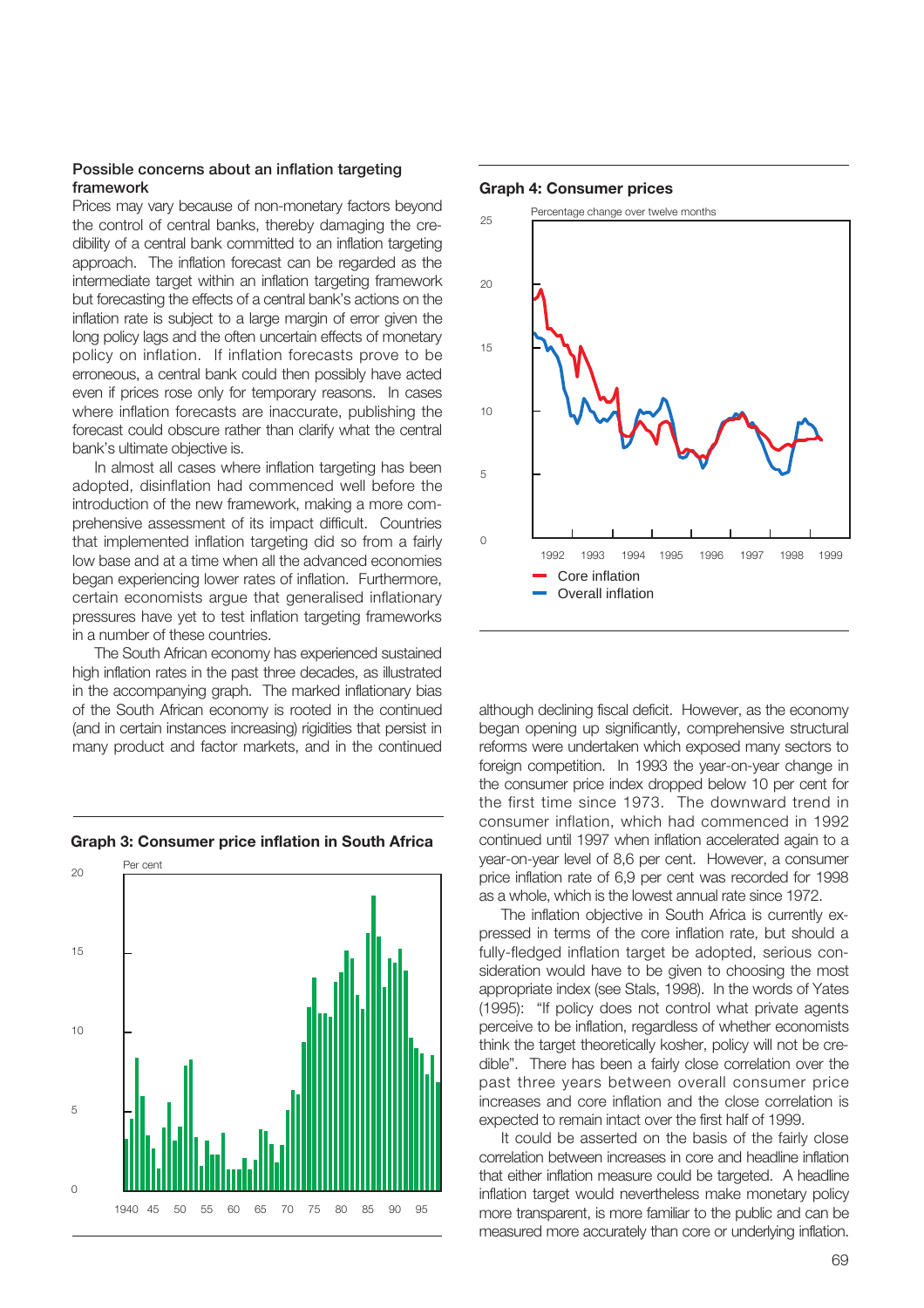### Possible concerns about an inflation targeting framework

Prices may vary because of non-monetary factors beyond the control of central banks, thereby damaging the credibility of a central bank committed to an inflation targeting approach. The inflation forecast can be regarded as the intermediate target within an inflation targeting framework but forecasting the effects of a central bank's actions on the inflation rate is subject to a large margin of error given the long policy lags and the often uncertain effects of monetary policy on inflation. If inflation forecasts prove to be erroneous, a central bank could then possibly have acted even if prices rose only for temporary reasons. In cases where inflation forecasts are inaccurate, publishing the forecast could obscure rather than clarify what the central bank's ultimate objective is.

In almost all cases where inflation targeting has been adopted, disinflation had commenced well before the introduction of the new framework, making a more comprehensive assessment of its impact difficult. Countries that implemented inflation targeting did so from a fairly low base and at a time when all the advanced economies began experiencing lower rates of inflation. Furthermore, certain economists argue that generalised inflationary pressures have yet to test inflation targeting frameworks in a number of these countries.

The South African economy has experienced sustained high inflation rates in the past three decades, as illustrated in the accompanying graph. The marked inflationary bias of the South African economy is rooted in the continued (and in certain instances increasing) rigidities that persist in many product and factor markets, and in the continued although declining fiscal deficit. However, as the economy began opening up significantly, comprehensive structural reforms were undertaken which exposed many sectors to foreign competition. In 1993 the year-on-year change in the consumer price index dropped below 10 per cent for the first time since 1973. The downward trend in consumer inflation, which had commenced in 1992 continued until 1997 when inflation accelerated again to a year-on-year level of 8,6 per cent. However, a consumer price inflation rate of 6,9 per cent was recorded for 1998 as a whole, which is the lowest annual rate since 1972.

**Graph 3: Consumer price inflation in South Africa**

**Graph 4: Consumer prices**

The inflation objective in South Africa is currently expressed in terms of the core inflation rate, but should a fully-fledged inflation target be adopted, serious consideration would have to be given to choosing the most appropriate index (see Stals, 1998). In the words of Yates (1995): "If policy does not control what private agents perceive to be inflation, regardless of whether economists think the target theoretically kosher, policy will not be credible". There has been a fairly close correlation over the past three years between overall consumer price increases and core inflation and the close correlation is expected to remain intact over the first half of 1999.

It could be asserted on the basis of the fairly close correlation between increases in core and headline inflation that either inflation measure could be targeted. A headline inflation target would nevertheless make monetary policy more transparent, is more familiar to the public and can be measured more accurately than core or underlying inflation.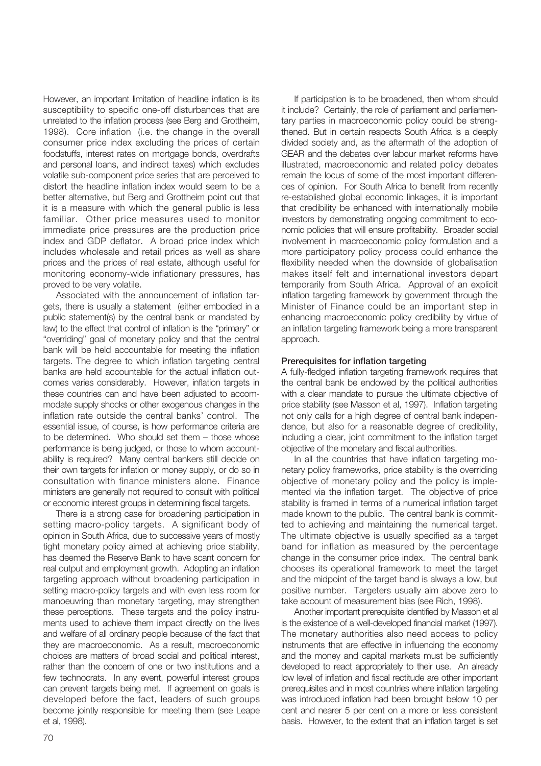However, an important limitation of headline inflation is its susceptibility to specific one-off disturbances that are unrelated to the inflation process (see Berg and Grottheim, 1998). Core inflation (i.e. the change in the overall consumer price index excluding the prices of certain foodstuffs, interest rates on mortgage bonds, overdrafts and personal loans, and indirect taxes) which excludes volatile sub-component price series that are perceived to distort the headline inflation index would seem to be a better alternative, but Berg and Grottheim point out that it is a measure with which the general public is less familiar. Other price measures used to monitor immediate price pressures are the production price index and GDP deflator. A broad price index which includes wholesale and retail prices as well as share prices and the prices of real estate, although useful for monitoring economy-wide inflationary pressures, has proved to be very volatile.

Associated with the announcement of inflation targets, there is usually a statement (either embodied in a public statement(s) by the central bank or mandated by law) to the effect that control of inflation is the "primary" or "overriding" goal of monetary policy and that the central bank will be held accountable for meeting the inflation targets. The degree to which inflation targeting central banks are held accountable for the actual inflation outcomes varies considerably. However, inflation targets in these countries can and have been adjusted to accommodate supply shocks or other exogenous changes in the inflation rate outside the central banks' control. The essential issue, of course, is how performance criteria are to be determined. Who should set them – those whose performance is being judged, or those to whom accountability is required? Many central bankers still decide on their own targets for inflation or money supply, or do so in consultation with finance ministers alone. Finance ministers are generally not required to consult with political or economic interest groups in determining fiscal targets.

There is a strong case for broadening participation in setting macro-policy targets. A significant body of opinion in South Africa, due to successive years of mostly tight monetary policy aimed at achieving price stability, has deemed the Reserve Bank to have scant concern for real output and employment growth. Adopting an inflation targeting approach without broadening participation in setting macro-policy targets and with even less room for manoeuvring than monetary targeting, may strengthen these perceptions. These targets and the policy instruments used to achieve them impact directly on the lives and welfare of all ordinary people because of the fact that they are macroeconomic. As a result, macroeconomic choices are matters of broad social and political interest, rather than the concern of one or two institutions and a few technocrats. In any event, powerful interest groups can prevent targets being met. If agreement on goals is developed before the fact, leaders of such groups become jointly responsible for meeting them (see Leape et al, 1998).

If participation is to be broadened, then whom should it include? Certainly, the role of parliament and parliamentary parties in macroeconomic policy could be strengthened. But in certain respects South Africa is a deeply divided society and, as the aftermath of the adoption of GEAR and the debates over labour market reforms have illustrated, macroeconomic and related policy debates remain the locus of some of the most important differences of opinion. For South Africa to benefit from recently re-established global economic linkages, it is important that credibility be enhanced with internationally mobile investors by demonstrating ongoing commitment to economic policies that will ensure profitability. Broader social involvement in macroeconomic policy formulation and a more participatory policy process could enhance the flexibility needed when the downside of globalisation makes itself felt and international investors depart temporarily from South Africa. Approval of an explicit inflation targeting framework by government through the Minister of Finance could be an important step in enhancing macroeconomic policy credibility by virtue of an inflation targeting framework being a more transparent approach.

**Prerequisites for inflation targeting**

A fully-fledged inflation targeting framework requires that the central bank be endowed by the political authorities with a clear mandate to pursue the ultimate objective of price stability (see Masson et al, 1997). Inflation targeting not only calls for a high degree of central bank independence, but also for a reasonable degree of credibility, including a clear, joint commitment to the inflation target objective of the monetary and fiscal authorities.

In all the countries that have inflation targeting monetary policy frameworks, price stability is the overriding objective of monetary policy and the policy is implemented via the inflation target. The objective of price stability is framed in terms of a numerical inflation target made known to the public. The central bank is committed to achieving and maintaining the numerical target. The ultimate objective is usually specified as a target band for inflation as measured by the percentage change in the consumer price index. The central bank chooses its operational framework to meet the target and the midpoint of the target band is always a low, but positive number. Targeters usually aim above zero to take account of measurement bias (see Rich, 1998).

Another important prerequisite identified by Masson et al is the existence of a well-developed financial market (1997). The monetary authorities also need access to policy instruments that are effective in influencing the economy and the money and capital markets must be sufficiently developed to react appropriately to their use. An already low level of inflation and fiscal rectitude are other important prerequisites and in most countries where inflation targeting was introduced inflation had been brought below 10 per cent and nearer 5 per cent on a more or less consistent basis. However, to the extent that an inflation target is set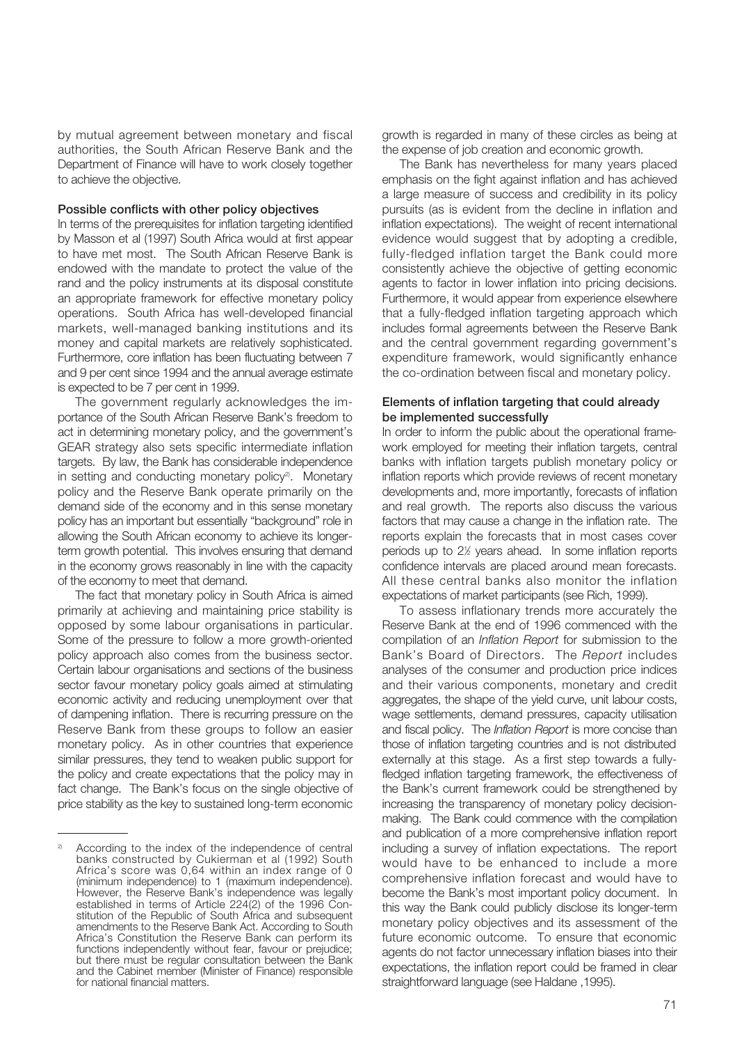by mutual agreement between monetary and fiscal authorities, the South African Reserve Bank and the Department of Finance will have to work closely together to achieve the objective.

### Possible conflicts with other policy objectives

In terms of the prerequisites for inflation targeting identified by Masson et al (1997) South Africa would at first appear to have met most. The South African Reserve Bank is endowed with the mandate to protect the value of the rand and the policy instruments at its disposal constitute an appropriate framework for effective monetary policy operations. South Africa has well-developed financial markets, well-managed banking institutions and its money and capital markets are relatively sophisticated. Furthermore, core inflation has been fluctuating between 7 and 9 per cent since 1994 and the annual average estimate is expected to be 7 per cent in 1999.

The government regularly acknowledges the importance of the South African Reserve Bank's freedom to act in determining monetary policy, and the government's GEAR strategy also sets specific intermediate inflation targets. By law, the Bank has considerable independence in setting and conducting monetary policy[2]. Monetary policy and the Reserve Bank operate primarily on the demand side of the economy and in this sense monetary policy has an important but essentially "background" role in allowing the South African economy to achieve its longer-term growth potential. This involves ensuring that demand in the economy grows reasonably in line with the capacity of the economy to meet that demand.

The fact that monetary policy in South Africa is aimed primarily at achieving and maintaining price stability is opposed by some labour organisations in particular. Some of the pressure to follow a more growth-oriented policy approach also comes from the business sector. Certain labour organisations and sections of the business sector favour monetary policy goals aimed at stimulating economic activity and reducing unemployment over that of dampening inflation. There is recurring pressure on the Reserve Bank from these groups to follow an easier monetary policy. As in other countries that experience similar pressures, they tend to weaken public support for the policy and create expectations that the policy may in fact change. The Bank's focus on the single objective of price stability as the key to sustained long-term economic growth is regarded in many of these circles as being at the expense of job creation and economic growth.

The Bank has nevertheless for many years placed emphasis on the fight against inflation and has achieved a large measure of success and credibility in its policy pursuits (as is evident from the decline in inflation and inflation expectations). The weight of recent international evidence would suggest that by adopting a credible, fully-fledged inflation target the Bank could more consistently achieve the objective of getting economic agents to factor in lower inflation into pricing decisions. Furthermore, it would appear from experience elsewhere that a fully-fledged inflation targeting approach which includes formal agreements between the Reserve Bank and the central government regarding government's expenditure framework, would significantly enhance the co-ordination between fiscal and monetary policy.

### Elements of inflation targeting that could already be implemented successfully

In order to inform the public about the operational framework employed for meeting their inflation targets, central banks with inflation targets publish monetary policy or inflation reports which provide reviews of recent monetary developments and, more importantly, forecasts of inflation and real growth. The reports also discuss the various factors that may cause a change in the inflation rate. The reports explain the forecasts that in most cases cover periods up to 2½ years ahead. In some inflation reports confidence intervals are placed around mean forecasts. All these central banks also monitor the inflation expectations of market participants (see Rich, 1999).

To assess inflationary trends more accurately the Reserve Bank at the end of 1996 commenced with the compilation of an *Inflation Report* for submission to the Bank's Board of Directors. The *Report* includes analyses of the consumer and production price indices and their various components, monetary and credit aggregates, the shape of the yield curve, unit labour costs, wage settlements, demand pressures, capacity utilisation and fiscal policy. The *Inflation Report* is more concise than those of inflation targeting countries and is not distributed externally at this stage. As a first step towards a fully-fledged inflation targeting framework, the effectiveness of the Bank's current framework could be strengthened by increasing the transparency of monetary policy decision-making. The Bank could commence with the compilation and publication of a more comprehensive inflation report including a survey of inflation expectations. The report would have to be enhanced to include a more comprehensive inflation forecast and would have to become the Bank's most important policy document. In this way the Bank could publicly disclose its longer-term monetary policy objectives and its assessment of the future economic outcome. To ensure that economic agents do not factor unnecessary inflation biases into their expectations, the inflation report could be framed in clear straightforward language (see Haldane ,1995).

---

[2] According to the index of the independence of central banks constructed by Cukierman et al (1992) South Africa's score was 0,64 within an index range of 0 (minimum independence) to 1 (maximum independence). However, the Reserve Bank's independence was legally established in terms of Article 224(2) of the 1996 Constitution of the Republic of South Africa and subsequent amendments to the Reserve Bank Act. According to South Africa's Constitution the Reserve Bank can perform its functions independently without fear, favour or prejudice; but there must be regular consultation between the Bank and the Cabinet member (Minister of Finance) responsible for national financial matters.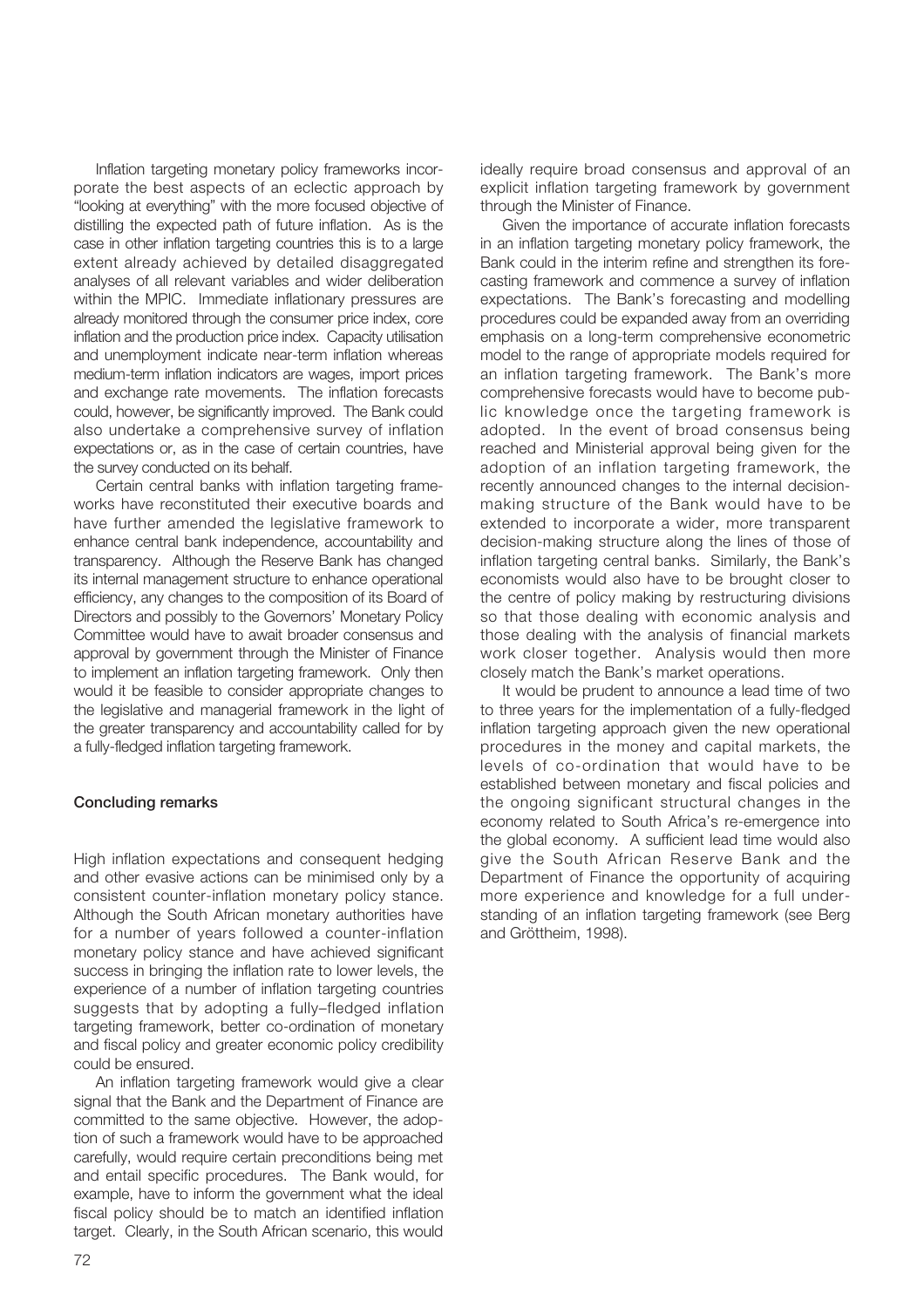Inflation targeting monetary policy frameworks incorporate the best aspects of an eclectic approach by "looking at everything" with the more focused objective of distilling the expected path of future inflation. As is the case in other inflation targeting countries this is to a large extent already achieved by detailed disaggregated analyses of all relevant variables and wider deliberation within the MPIC. Immediate inflationary pressures are already monitored through the consumer price index, core inflation and the production price index. Capacity utilisation and unemployment indicate near-term inflation whereas medium-term inflation indicators are wages, import prices and exchange rate movements. The inflation forecasts could, however, be significantly improved. The Bank could also undertake a comprehensive survey of inflation expectations or, as in the case of certain countries, have the survey conducted on its behalf.

Certain central banks with inflation targeting frameworks have reconstituted their executive boards and have further amended the legislative framework to enhance central bank independence, accountability and transparency. Although the Reserve Bank has changed its internal management structure to enhance operational efficiency, any changes to the composition of its Board of Directors and possibly to the Governors' Monetary Policy Committee would have to await broader consensus and approval by government through the Minister of Finance to implement an inflation targeting framework. Only then would it be feasible to consider appropriate changes to the legislative and managerial framework in the light of the greater transparency and accountability called for by a fully-fledged inflation targeting framework.

### Concluding remarks

High inflation expectations and consequent hedging and other evasive actions can be minimised only by a consistent counter-inflation monetary policy stance. Although the South African monetary authorities have for a number of years followed a counter-inflation monetary policy stance and have achieved significant success in bringing the inflation rate to lower levels, the experience of a number of inflation targeting countries suggests that by adopting a fully–fledged inflation targeting framework, better co-ordination of monetary and fiscal policy and greater economic policy credibility could be ensured.

An inflation targeting framework would give a clear signal that the Bank and the Department of Finance are committed to the same objective. However, the adoption of such a framework would have to be approached carefully, would require certain preconditions being met and entail specific procedures. The Bank would, for example, have to inform the government what the ideal fiscal policy should be to match an identified inflation target. Clearly, in the South African scenario, this would ideally require broad consensus and approval of an explicit inflation targeting framework by government through the Minister of Finance.

Given the importance of accurate inflation forecasts in an inflation targeting monetary policy framework, the Bank could in the interim refine and strengthen its forecasting framework and commence a survey of inflation expectations. The Bank's forecasting and modelling procedures could be expanded away from an overriding emphasis on a long-term comprehensive econometric model to the range of appropriate models required for an inflation targeting framework. The Bank's more comprehensive forecasts would have to become public knowledge once the targeting framework is adopted. In the event of broad consensus being reached and Ministerial approval being given for the adoption of an inflation targeting framework, the recently announced changes to the internal decision-making structure of the Bank would have to be extended to incorporate a wider, more transparent decision-making structure along the lines of those of inflation targeting central banks. Similarly, the Bank's economists would also have to be brought closer to the centre of policy making by restructuring divisions so that those dealing with economic analysis and those dealing with the analysis of financial markets work closer together. Analysis would then more closely match the Bank's market operations.

It would be prudent to announce a lead time of two to three years for the implementation of a fully-fledged inflation targeting approach given the new operational procedures in the money and capital markets, the levels of co-ordination that would have to be established between monetary and fiscal policies and the ongoing significant structural changes in the economy related to South Africa's re-emergence into the global economy. A sufficient lead time would also give the South African Reserve Bank and the Department of Finance the opportunity of acquiring more experience and knowledge for a full understanding of an inflation targeting framework (see Berg and Gröttheim, 1998).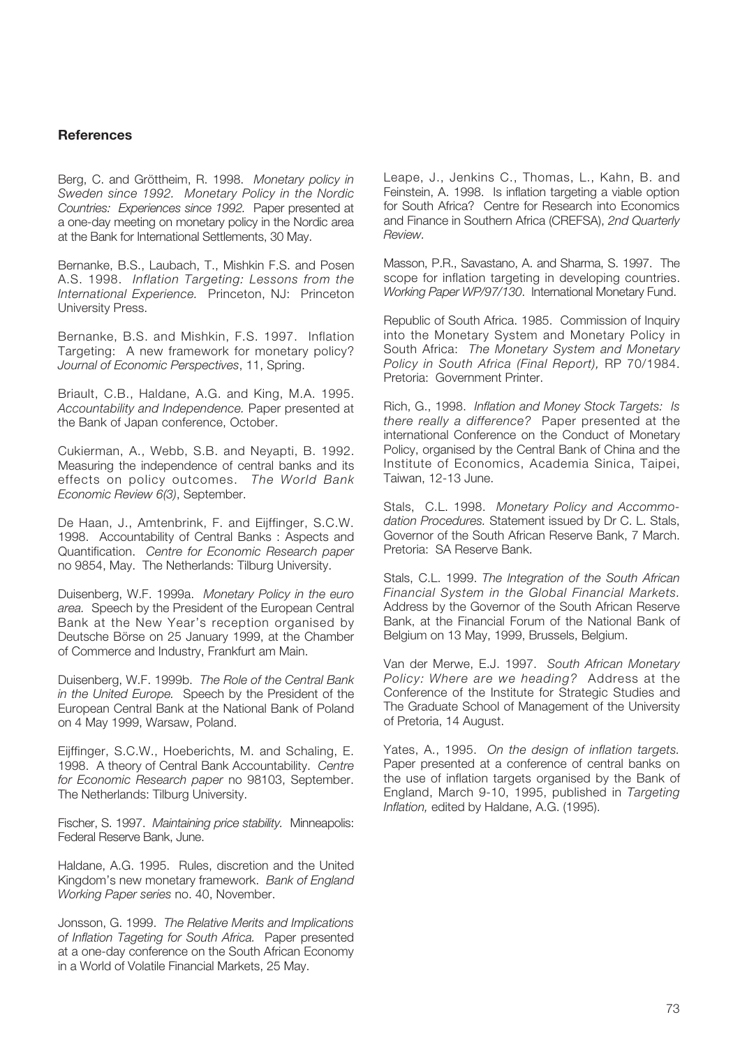## References

Berg, C. and Gröttheim, R. 1998. *Monetary policy in Sweden since 1992. Monetary Policy in the Nordic Countries: Experiences since 1992.* Paper presented at a one-day meeting on monetary policy in the Nordic area at the Bank for International Settlements, 30 May.

Bernanke, B.S., Laubach, T., Mishkin F.S. and Posen A.S. 1998. *Inflation Targeting: Lessons from the International Experience.* Princeton, NJ: Princeton University Press.

Bernanke, B.S. and Mishkin, F.S. 1997. Inflation Targeting: A new framework for monetary policy? *Journal of Economic Perspectives*, 11, Spring.

Briault, C.B., Haldane, A.G. and King, M.A. 1995. *Accountability and Independence.* Paper presented at the Bank of Japan conference, October.

Cukierman, A., Webb, S.B. and Neyapti, B. 1992. Measuring the independence of central banks and its effects on policy outcomes. *The World Bank Economic Review 6(3)*, September.

De Haan, J., Amtenbrink, F. and Eijffinger, S.C.W. 1998. Accountability of Central Banks : Aspects and Quantification. *Centre for Economic Research paper* no 9854, May. The Netherlands: Tilburg University.

Duisenberg, W.F. 1999a. *Monetary Policy in the euro area.* Speech by the President of the European Central Bank at the New Year's reception organised by Deutsche Börse on 25 January 1999, at the Chamber of Commerce and Industry, Frankfurt am Main.

Duisenberg, W.F. 1999b. *The Role of the Central Bank in the United Europe.* Speech by the President of the European Central Bank at the National Bank of Poland on 4 May 1999, Warsaw, Poland.

Eijffinger, S.C.W., Hoeberichts, M. and Schaling, E. 1998. A theory of Central Bank Accountability. *Centre for Economic Research paper* no 98103, September. The Netherlands: Tilburg University.

Fischer, S. 1997. *Maintaining price stability.* Minneapolis: Federal Reserve Bank, June.

Haldane, A.G. 1995. Rules, discretion and the United Kingdom's new monetary framework. *Bank of England Working Paper series* no. 40, November.

Jonsson, G. 1999. *The Relative Merits and Implications of Inflation Tageting for South Africa.* Paper presented at a one-day conference on the South African Economy in a World of Volatile Financial Markets, 25 May.

Leape, J., Jenkins C., Thomas, L., Kahn, B. and Feinstein, A. 1998. Is inflation targeting a viable option for South Africa? Centre for Research into Economics and Finance in Southern Africa (CREFSA), *2nd Quarterly Review.*

Masson, P.R., Savastano, A. and Sharma, S. 1997. The scope for inflation targeting in developing countries. *Working Paper WP/97/130*. International Monetary Fund.

Republic of South Africa. 1985. Commission of Inquiry into the Monetary System and Monetary Policy in South Africa: *The Monetary System and Monetary Policy in South Africa (Final Report),* RP 70/1984. Pretoria: Government Printer.

Rich, G., 1998. *Inflation and Money Stock Targets: Is there really a difference?* Paper presented at the international Conference on the Conduct of Monetary Policy, organised by the Central Bank of China and the Institute of Economics, Academia Sinica, Taipei, Taiwan, 12-13 June.

Stals, C.L. 1998. *Monetary Policy and Accommodation Procedures.* Statement issued by Dr C. L. Stals, Governor of the South African Reserve Bank, 7 March. Pretoria: SA Reserve Bank.

Stals, C.L. 1999. *The Integration of the South African Financial System in the Global Financial Markets.* Address by the Governor of the South African Reserve Bank, at the Financial Forum of the National Bank of Belgium on 13 May, 1999, Brussels, Belgium.

Van der Merwe, E.J. 1997. *South African Monetary Policy: Where are we heading?* Address at the Conference of the Institute for Strategic Studies and The Graduate School of Management of the University of Pretoria, 14 August.

Yates, A., 1995. *On the design of inflation targets.* Paper presented at a conference of central banks on the use of inflation targets organised by the Bank of England, March 9-10, 1995, published in *Targeting Inflation,* edited by Haldane, A.G. (1995).